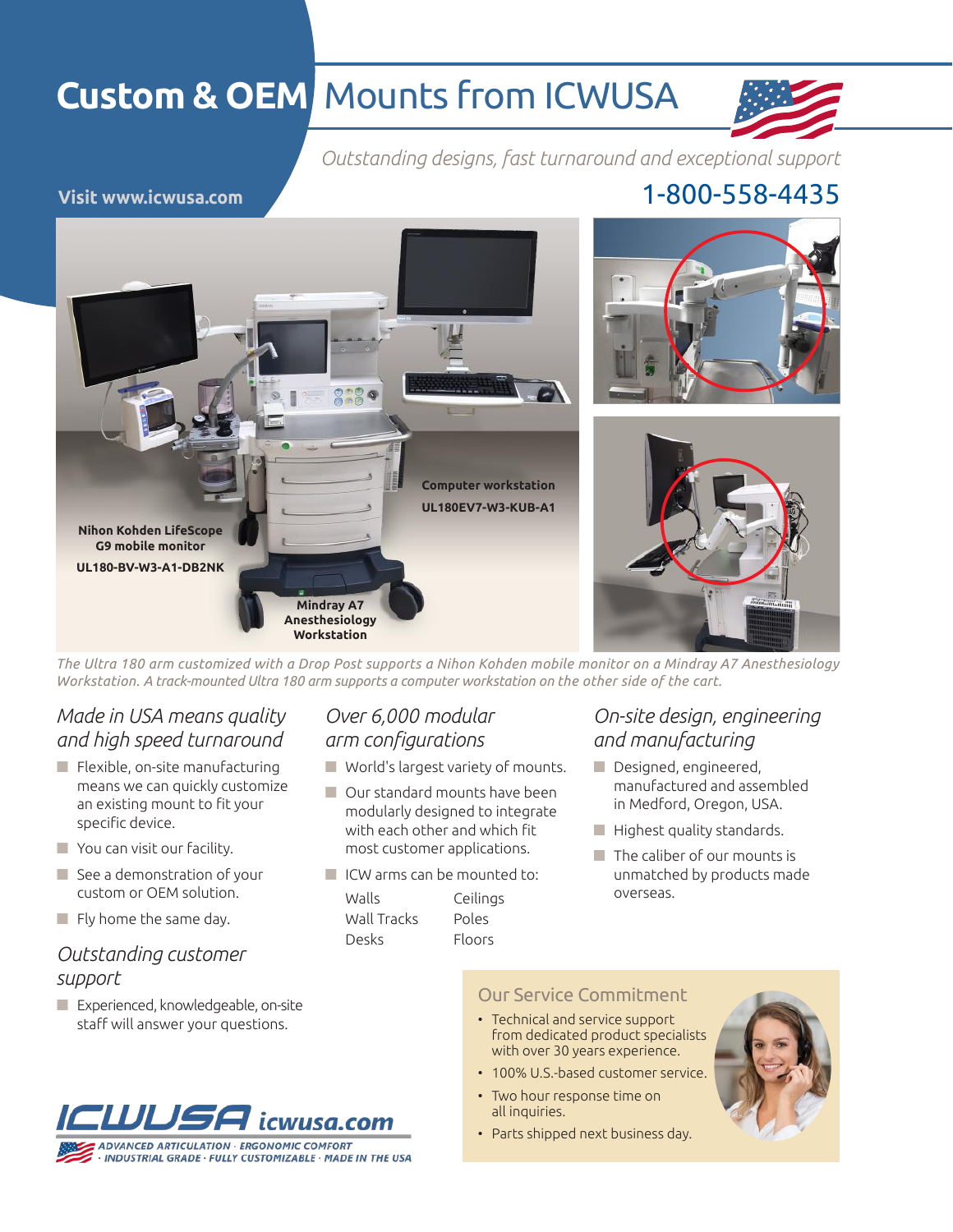# Custom & OEM Mounts from ICWUSA

*Outstanding designs, fast turnaround and exceptional support*

Visit www.icwusa.com

1-800-558-4435

Computer workstation
UL180EV7-W3-KUB-A1

Nihon Kohden LifeScope G9 mobile monitor
UL180-BV-W3-A1-DB2NK

Mindray A7 Anesthesiology Workstation

*The Ultra 180 arm customized with a Drop Post supports a Nihon Kohden mobile monitor on a Mindray A7 Anesthesiology Workstation. A track-mounted Ultra 180 arm supports a computer workstation on the other side of the cart.*

## *Made in USA means quality and high speed turnaround*

- Flexible, on-site manufacturing means we can quickly customize an existing mount to fit your specific device.
- You can visit our facility.
- See a demonstration of your custom or OEM solution.
- Fly home the same day.

## *Outstanding customer support*

- Experienced, knowledgeable, on-site staff will answer your questions.

## *Over 6,000 modular arm configurations*

- World's largest variety of mounts.
- Our standard mounts have been modularly designed to integrate with each other and which fit most customer applications.
- ICW arms can be mounted to:

| | |
|---|---|
| Walls | Ceilings |
| Wall Tracks | Poles |
| Desks | Floors |

## *On-site design, engineering and manufacturing*

- Designed, engineered, manufactured and assembled in Medford, Oregon, USA.
- Highest quality standards.
- The caliber of our mounts is unmatched by products made overseas.

## Our Service Commitment

- Technical and service support from dedicated product specialists with over 30 years experience.
- 100% U.S.-based customer service.
- Two hour response time on all inquiries.
- Parts shipped next business day.

ICWUSA icwusa.com

ADVANCED ARTICULATION · ERGONOMIC COMFORT · INDUSTRIAL GRADE · FULLY CUSTOMIZABLE · MADE IN THE USA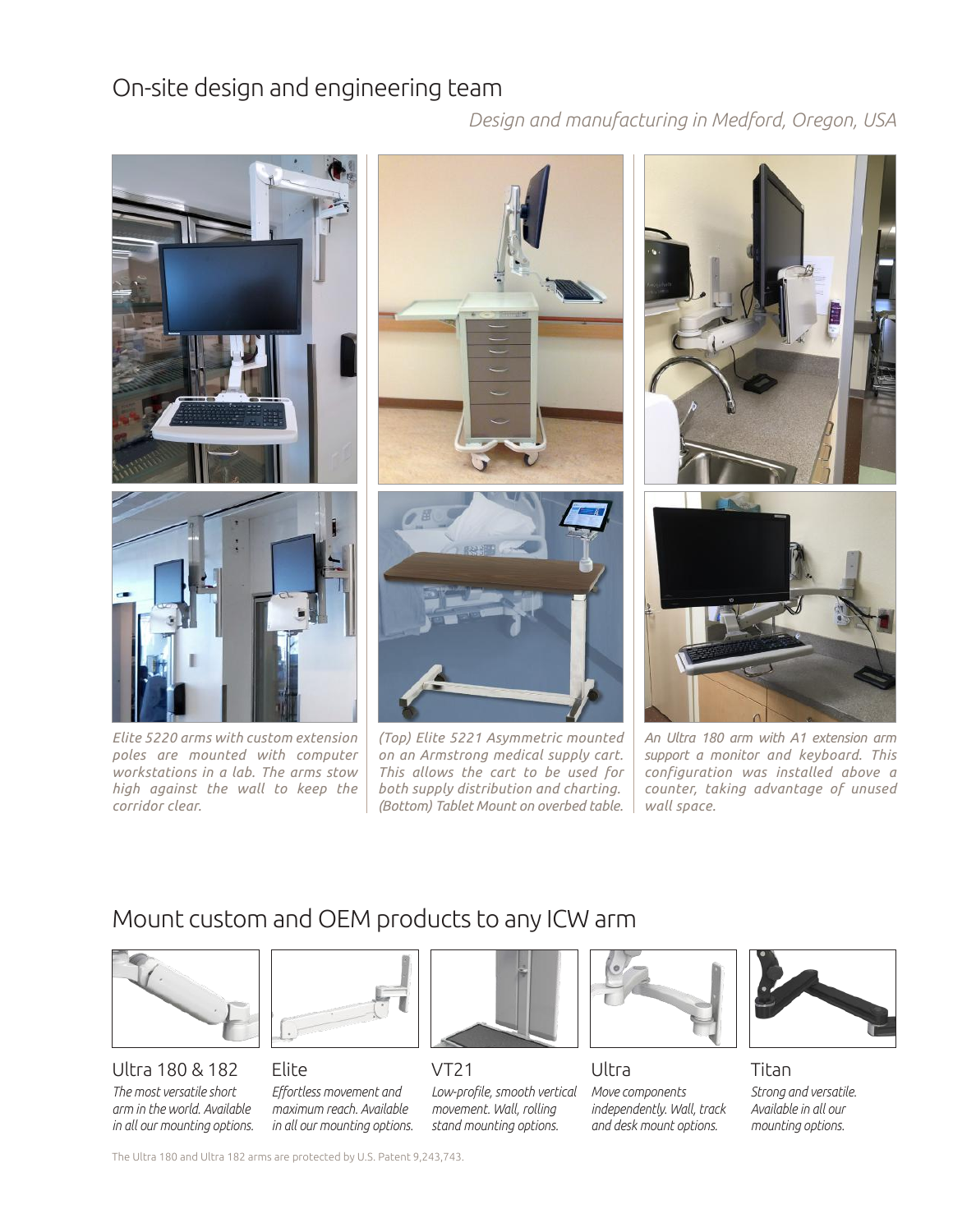## On-site design and engineering team

*Design and manufacturing in Medford, Oregon, USA*

*Elite 5220 arms with custom extension poles are mounted with computer workstations in a lab. The arms stow high against the wall to keep the corridor clear.*

*(Top) Elite 5221 Asymmetric mounted on an Armstrong medical supply cart. This allows the cart to be used for both supply distribution and charting. (Bottom) Tablet Mount on overbed table.*

*An Ultra 180 arm with A1 extension arm support a monitor and keyboard. This configuration was installed above a counter, taking advantage of unused wall space.*

## Mount custom and OEM products to any ICW arm

### Ultra 180 & 182

*The most versatile short arm in the world. Available in all our mounting options.*

### Elite

*Effortless movement and maximum reach. Available in all our mounting options.*

### VT21

*Low-profile, smooth vertical movement. Wall, rolling stand mounting options.*

### Ultra

*Move components independently. Wall, track and desk mount options.*

### Titan

*Strong and versatile. Available in all our mounting options.*

The Ultra 180 and Ultra 182 arms are protected by U.S. Patent 9,243,743.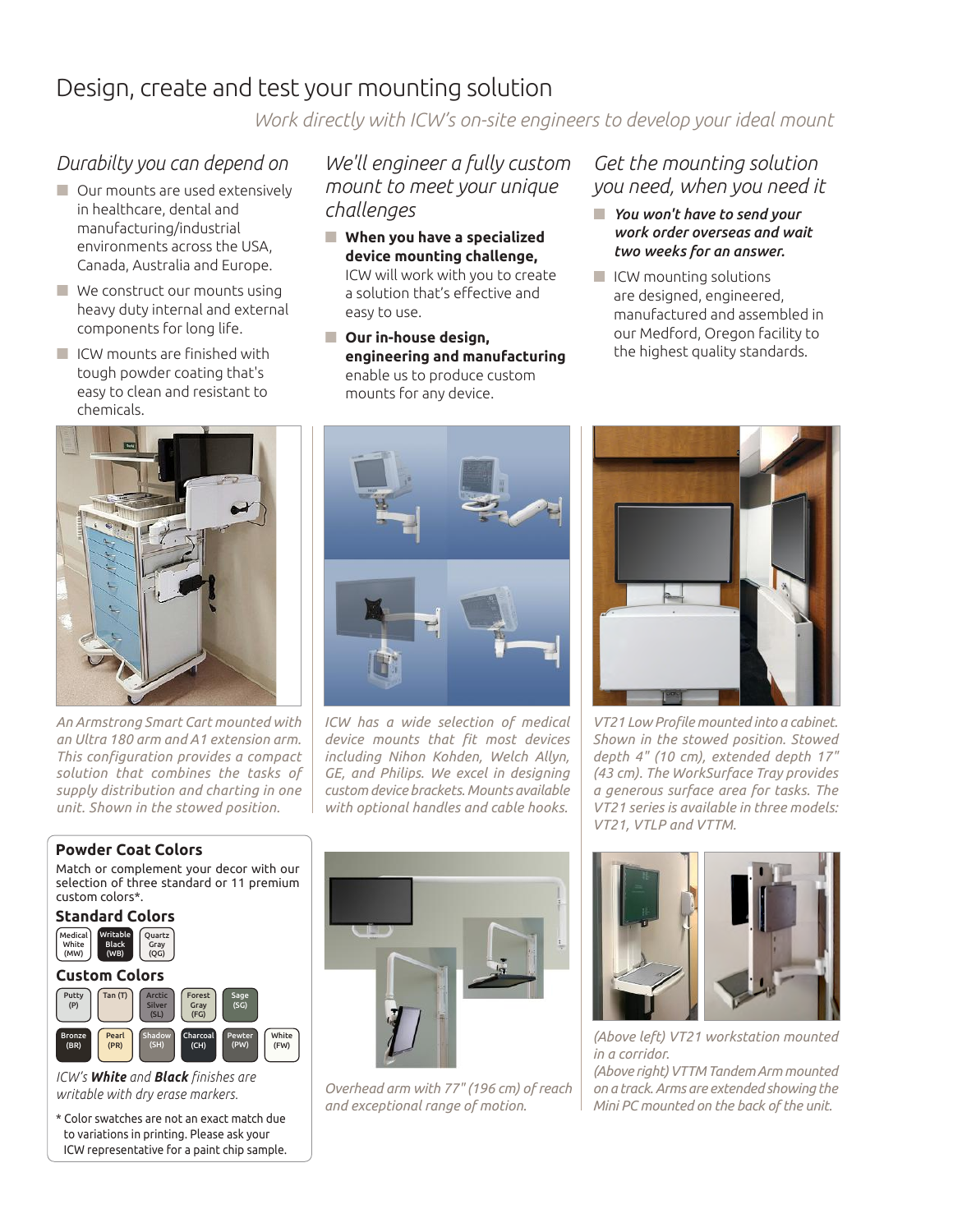# Design, create and test your mounting solution

*Work directly with ICW's on-site engineers to develop your ideal mount*

## *Durabilty you can depend on*

- Our mounts are used extensively in healthcare, dental and manufacturing/industrial environments across the USA, Canada, Australia and Europe.
- We construct our mounts using heavy duty internal and external components for long life.
- ICW mounts are finished with tough powder coating that's easy to clean and resistant to chemicals.

## *We'll engineer a fully custom mount to meet your unique challenges*

- **When you have a specialized device mounting challenge,** ICW will work with you to create a solution that's effective and easy to use.
- **Our in-house design, engineering and manufacturing** enable us to produce custom mounts for any device.

## *Get the mounting solution you need, when you need it*

- ***You won't have to send your work order overseas and wait two weeks for an answer.***
- ICW mounting solutions are designed, engineered, manufactured and assembled in our Medford, Oregon facility to the highest quality standards.

*An Armstrong Smart Cart mounted with an Ultra 180 arm and A1 extension arm. This configuration provides a compact solution that combines the tasks of supply distribution and charging in one unit. Shown in the stowed position.*

*ICW has a wide selection of medical device mounts that fit most devices including Nihon Kohden, Welch Allyn, GE, and Philips. We excel in designing custom device brackets. Mounts available with optional handles and cable hooks.*

*VT21 Low Profile mounted into a cabinet. Shown in the stowed position. Stowed depth 4" (10 cm), extended depth 17" (43 cm). The WorkSurface Tray provides a generous surface area for tasks. The VT21 series is available in three models: VT21, VTLP and VTTM.*

### Powder Coat Colors

Match or complement your decor with our selection of three standard or 11 premium custom colors*.

#### Standard Colors

Medical White (MW), Writable Black (WB), Quartz Gray (QG)

#### Custom Colors

Putty (P), Tan (T), Arctic Silver (SL), Forest Gray (FG), Sage (SG), Bronze (BR), Pearl (PR), Shadow (SH), Charcoal (CH), Pewter (PW), White (FW)

*ICW's **White** and **Black** finishes are writable with dry erase markers.*

\* Color swatches are not an exact match due to variations in printing. Please ask your ICW representative for a paint chip sample.

*Overhead arm with 77" (196 cm) of reach and exceptional range of motion.*

*(Above left) VT21 workstation mounted in a corridor.*
*(Above right) VTTM Tandem Arm mounted on a track. Arms are extended showing the Mini PC mounted on the back of the unit.*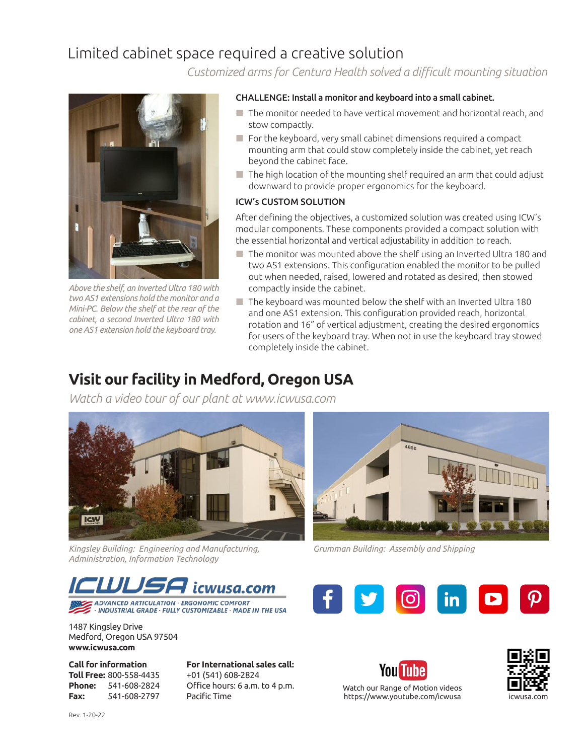# Limited cabinet space required a creative solution

*Customized arms for Centura Health solved a difficult mounting situation*

*Above the shelf, an Inverted Ultra 180 with two AS1 extensions hold the monitor and a Mini-PC. Below the shelf at the rear of the cabinet, a second Inverted Ultra 180 with one AS1 extension hold the keyboard tray.*

**CHALLENGE: Install a monitor and keyboard into a small cabinet.**

- The monitor needed to have vertical movement and horizontal reach, and stow compactly.
- For the keyboard, very small cabinet dimensions required a compact mounting arm that could stow completely inside the cabinet, yet reach beyond the cabinet face.
- The high location of the mounting shelf required an arm that could adjust downward to provide proper ergonomics for the keyboard.

**ICW's CUSTOM SOLUTION**

After defining the objectives, a customized solution was created using ICW's modular components. These components provided a compact solution with the essential horizontal and vertical adjustability in addition to reach.

- The monitor was mounted above the shelf using an Inverted Ultra 180 and two AS1 extensions. This configuration enabled the monitor to be pulled out when needed, raised, lowered and rotated as desired, then stowed compactly inside the cabinet.
- The keyboard was mounted below the shelf with an Inverted Ultra 180 and one AS1 extension. This configuration provided reach, horizontal rotation and 16" of vertical adjustment, creating the desired ergonomics for users of the keyboard tray. When not in use the keyboard tray stowed completely inside the cabinet.

## Visit our facility in Medford, Oregon USA

*Watch a video tour of our plant at www.icwusa.com*

*Kingsley Building: Engineering and Manufacturing, Administration, Information Technology*

*Grumman Building: Assembly and Shipping*

ICWUSA icwusa.com

ADVANCED ARTICULATION · ERGONOMIC COMFORT · INDUSTRIAL GRADE · FULLY CUSTOMIZABLE · MADE IN THE USA

1487 Kingsley Drive
Medford, Oregon USA 97504
**www.icwusa.com**

**Call for information**
**Toll Free:** 800-558-4435
**Phone:** 541-608-2824
**Fax:** 541-608-2797

**For International sales call:**
+01 (541) 608-2824
Office hours: 6 a.m. to 4 p.m. Pacific Time

Watch our Range of Motion videos
https://www.youtube.com/icwusa

icwusa.com

Rev. 1-20-22